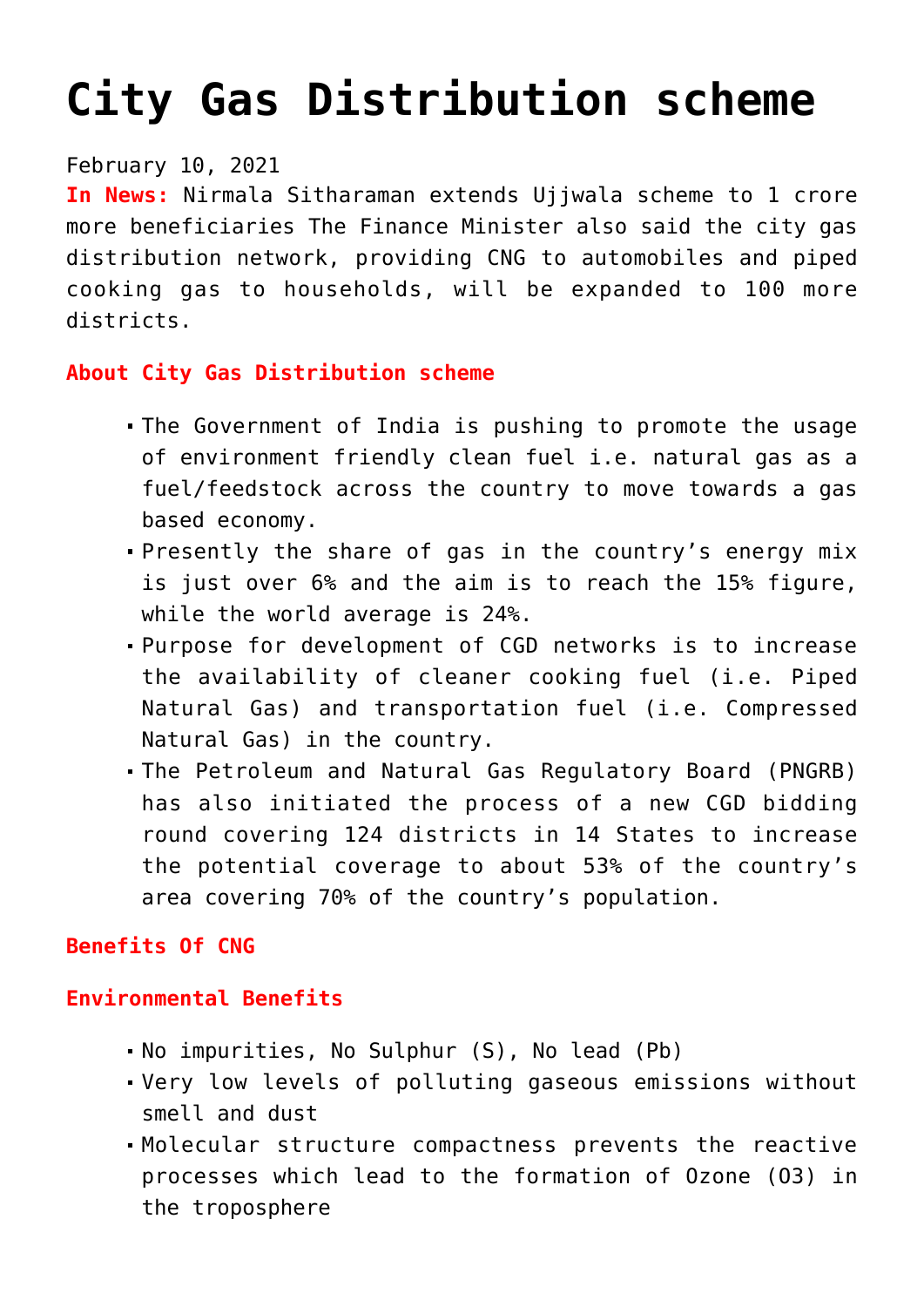# City Gas Distribution scheme

February 10, 2021

**In News:** Nirmala Sitharaman extends Ujjwala scheme to 1 crore more beneficiaries The Finance Minister also said the city gas distribution network, providing CNG to automobiles and piped cooking gas to households, will be expanded to 100 more districts.

**About City Gas Distribution scheme**

- The Government of India is pushing to promote the usage of environment friendly clean fuel i.e. natural gas as a fuel/feedstock across the country to move towards a gas based economy.
- Presently the share of gas in the country's energy mix is just over 6% and the aim is to reach the 15% figure, while the world average is 24%.
- Purpose for development of CGD networks is to increase the availability of cleaner cooking fuel (i.e. Piped Natural Gas) and transportation fuel (i.e. Compressed Natural Gas) in the country.
- The Petroleum and Natural Gas Regulatory Board (PNGRB) has also initiated the process of a new CGD bidding round covering 124 districts in 14 States to increase the potential coverage to about 53% of the country's area covering 70% of the country's population.

**Benefits Of CNG**

**Environmental Benefits**

- No impurities, No Sulphur (S), No lead (Pb)
- Very low levels of polluting gaseous emissions without smell and dust
- Molecular structure compactness prevents the reactive processes which lead to the formation of Ozone ($O_3$) in the troposphere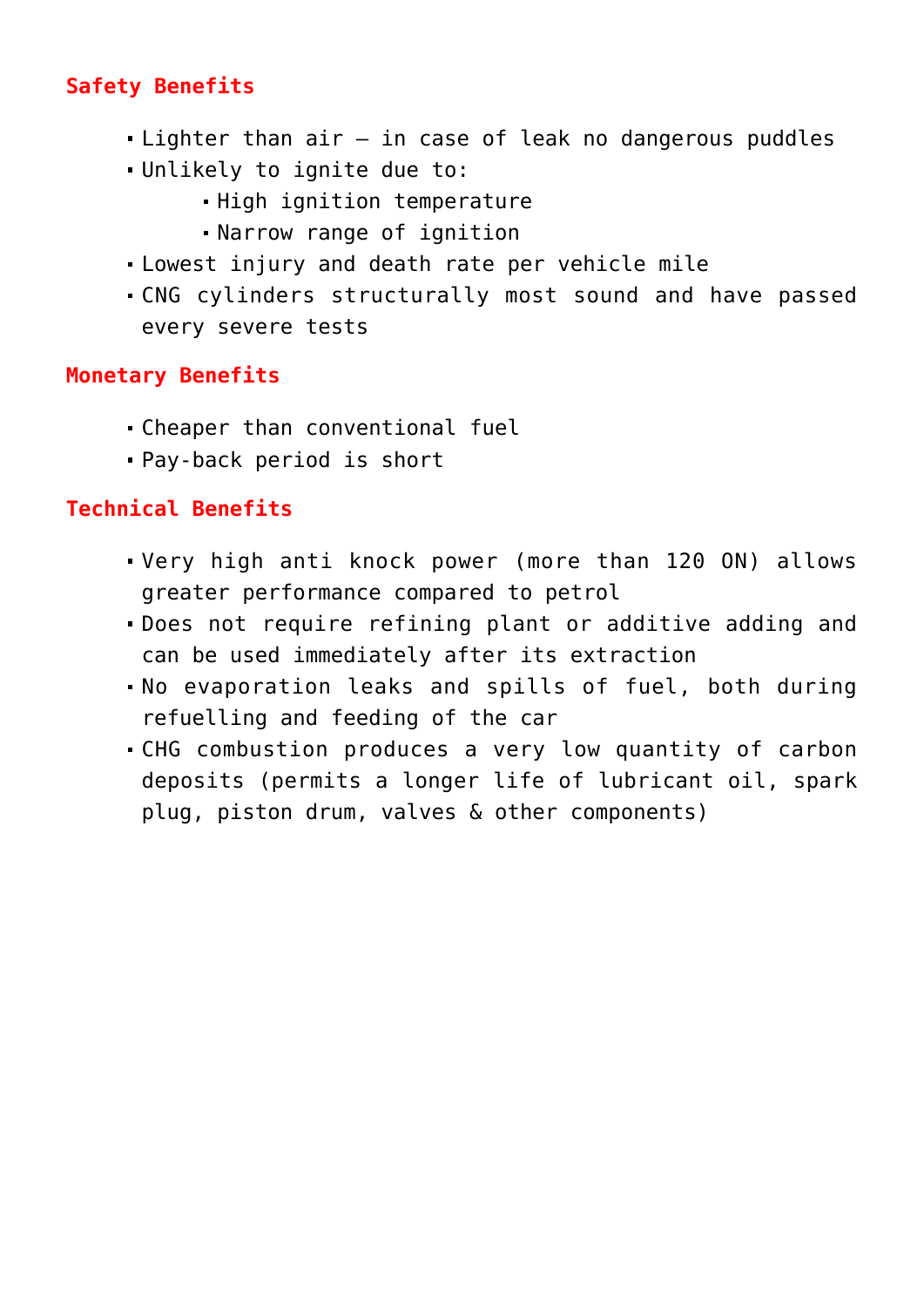## Safety Benefits

- Lighter than air – in case of leak no dangerous puddles
- Unlikely to ignite due to:
  - High ignition temperature
  - Narrow range of ignition
- Lowest injury and death rate per vehicle mile
- CNG cylinders structurally most sound and have passed every severe tests

## Monetary Benefits

- Cheaper than conventional fuel
- Pay-back period is short

## Technical Benefits

- Very high anti knock power (more than 120 ON) allows greater performance compared to petrol
- Does not require refining plant or additive adding and can be used immediately after its extraction
- No evaporation leaks and spills of fuel, both during refuelling and feeding of the car
- CHG combustion produces a very low quantity of carbon deposits (permits a longer life of lubricant oil, spark plug, piston drum, valves & other components)